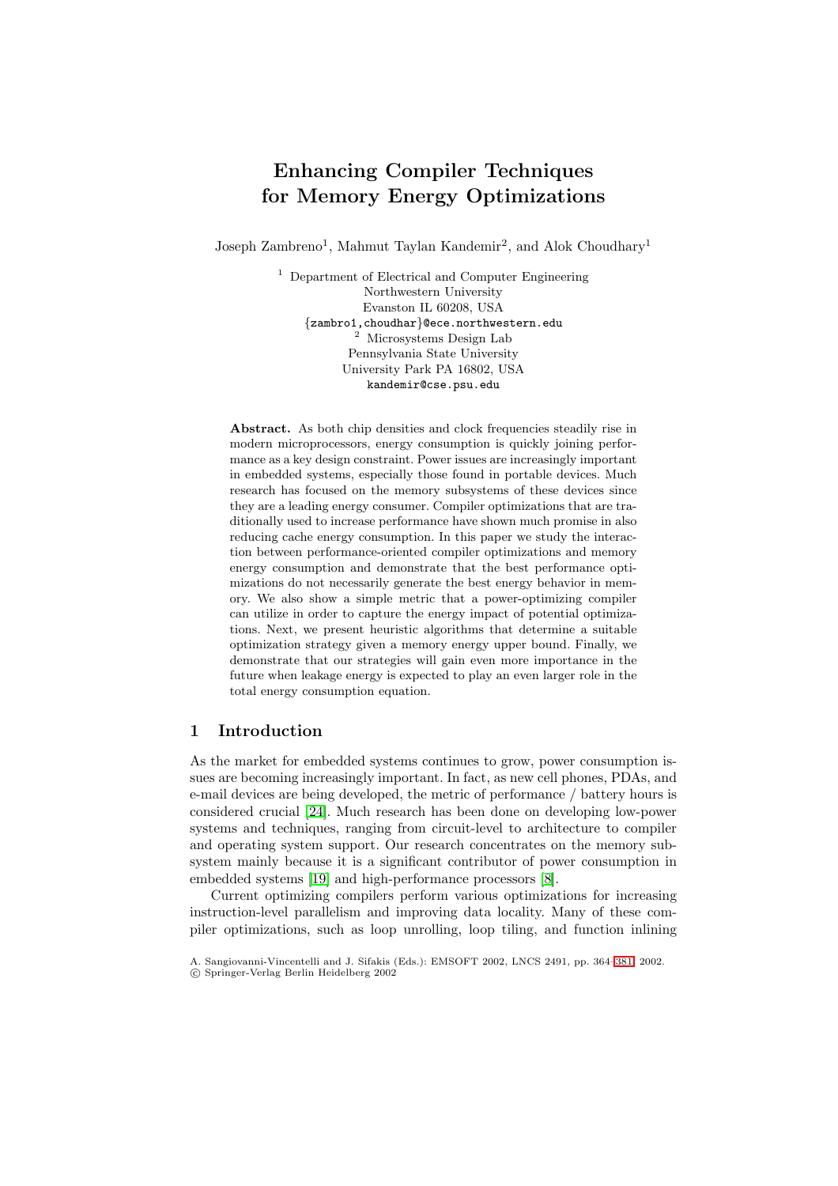# Enhancing Compiler Techniques for Memory Energy Optimizations

Joseph Zambreno[1], Mahmut Taylan Kandemir[2], and Alok Choudhary[1]

[1] Department of Electrical and Computer Engineering
Northwestern University
Evanston IL 60208, USA
{zambro1,choudhar}@ece.northwestern.edu

[2] Microsystems Design Lab
Pennsylvania State University
University Park PA 16802, USA
kandemir@cse.psu.edu

**Abstract.** As both chip densities and clock frequencies steadily rise in modern microprocessors, energy consumption is quickly joining performance as a key design constraint. Power issues are increasingly important in embedded systems, especially those found in portable devices. Much research has focused on the memory subsystems of these devices since they are a leading energy consumer. Compiler optimizations that are traditionally used to increase performance have shown much promise in also reducing cache energy consumption. In this paper we study the interaction between performance-oriented compiler optimizations and memory energy consumption and demonstrate that the best performance optimizations do not necessarily generate the best energy behavior in memory. We also show a simple metric that a power-optimizing compiler can utilize in order to capture the energy impact of potential optimizations. Next, we present heuristic algorithms that determine a suitable optimization strategy given a memory energy upper bound. Finally, we demonstrate that our strategies will gain even more importance in the future when leakage energy is expected to play an even larger role in the total energy consumption equation.

## 1 Introduction

As the market for embedded systems continues to grow, power consumption issues are becoming increasingly important. In fact, as new cell phones, PDAs, and e-mail devices are being developed, the metric of performance / battery hours is considered crucial [24]. Much research has been done on developing low-power systems and techniques, ranging from circuit-level to architecture to compiler and operating system support. Our research concentrates on the memory subsystem mainly because it is a significant contributor of power consumption in embedded systems [19] and high-performance processors [8].

Current optimizing compilers perform various optimizations for increasing instruction-level parallelism and improving data locality. Many of these compiler optimizations, such as loop unrolling, loop tiling, and function inlining

A. Sangiovanni-Vincentelli and J. Sifakis (Eds.): EMSOFT 2002, LNCS 2491, pp. 364–381, 2002.
© Springer-Verlag Berlin Heidelberg 2002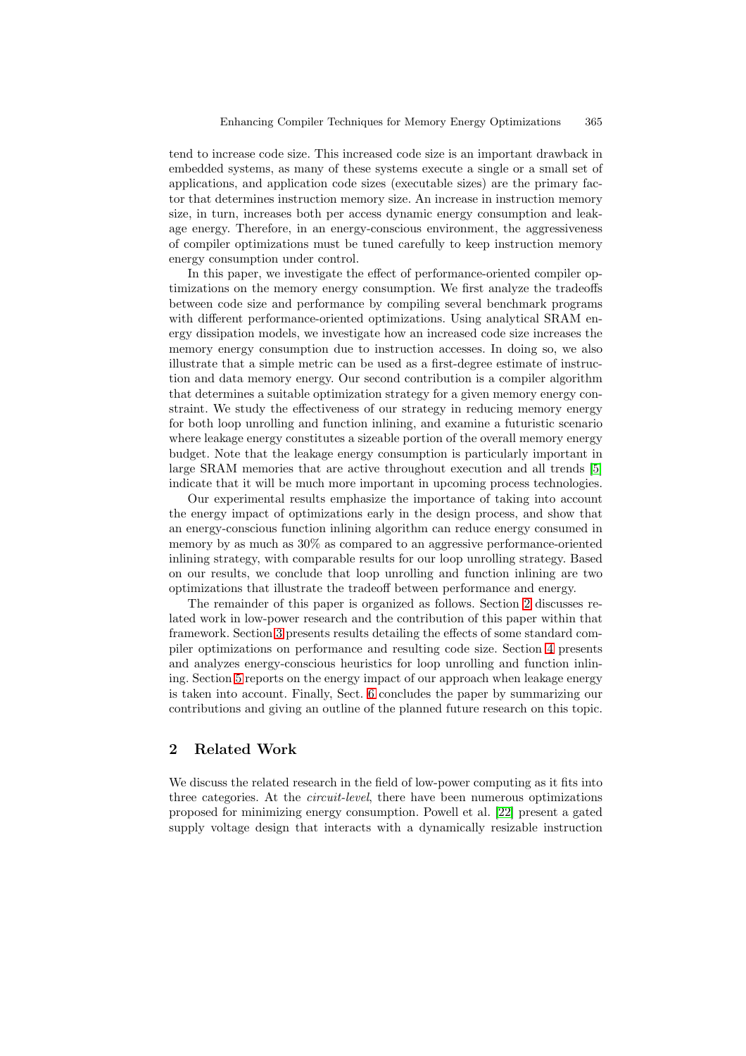tend to increase code size. This increased code size is an important drawback in embedded systems, as many of these systems execute a single or a small set of applications, and application code sizes (executable sizes) are the primary factor that determines instruction memory size. An increase in instruction memory size, in turn, increases both per access dynamic energy consumption and leakage energy. Therefore, in an energy-conscious environment, the aggressiveness of compiler optimizations must be tuned carefully to keep instruction memory energy consumption under control.

In this paper, we investigate the effect of performance-oriented compiler optimizations on the memory energy consumption. We first analyze the tradeoffs between code size and performance by compiling several benchmark programs with different performance-oriented optimizations. Using analytical SRAM energy dissipation models, we investigate how an increased code size increases the memory energy consumption due to instruction accesses. In doing so, we also illustrate that a simple metric can be used as a first-degree estimate of instruction and data memory energy. Our second contribution is a compiler algorithm that determines a suitable optimization strategy for a given memory energy constraint. We study the effectiveness of our strategy in reducing memory energy for both loop unrolling and function inlining, and examine a futuristic scenario where leakage energy constitutes a sizeable portion of the overall memory energy budget. Note that the leakage energy consumption is particularly important in large SRAM memories that are active throughout execution and all trends [5] indicate that it will be much more important in upcoming process technologies.

Our experimental results emphasize the importance of taking into account the energy impact of optimizations early in the design process, and show that an energy-conscious function inlining algorithm can reduce energy consumed in memory by as much as 30% as compared to an aggressive performance-oriented inlining strategy, with comparable results for our loop unrolling strategy. Based on our results, we conclude that loop unrolling and function inlining are two optimizations that illustrate the tradeoff between performance and energy.

The remainder of this paper is organized as follows. Section 2 discusses related work in low-power research and the contribution of this paper within that framework. Section 3 presents results detailing the effects of some standard compiler optimizations on performance and resulting code size. Section 4 presents and analyzes energy-conscious heuristics for loop unrolling and function inlining. Section 5 reports on the energy impact of our approach when leakage energy is taken into account. Finally, Sect. 6 concludes the paper by summarizing our contributions and giving an outline of the planned future research on this topic.

## 2 Related Work

We discuss the related research in the field of low-power computing as it fits into three categories. At the *circuit-level*, there have been numerous optimizations proposed for minimizing energy consumption. Powell et al. [22] present a gated supply voltage design that interacts with a dynamically resizable instruction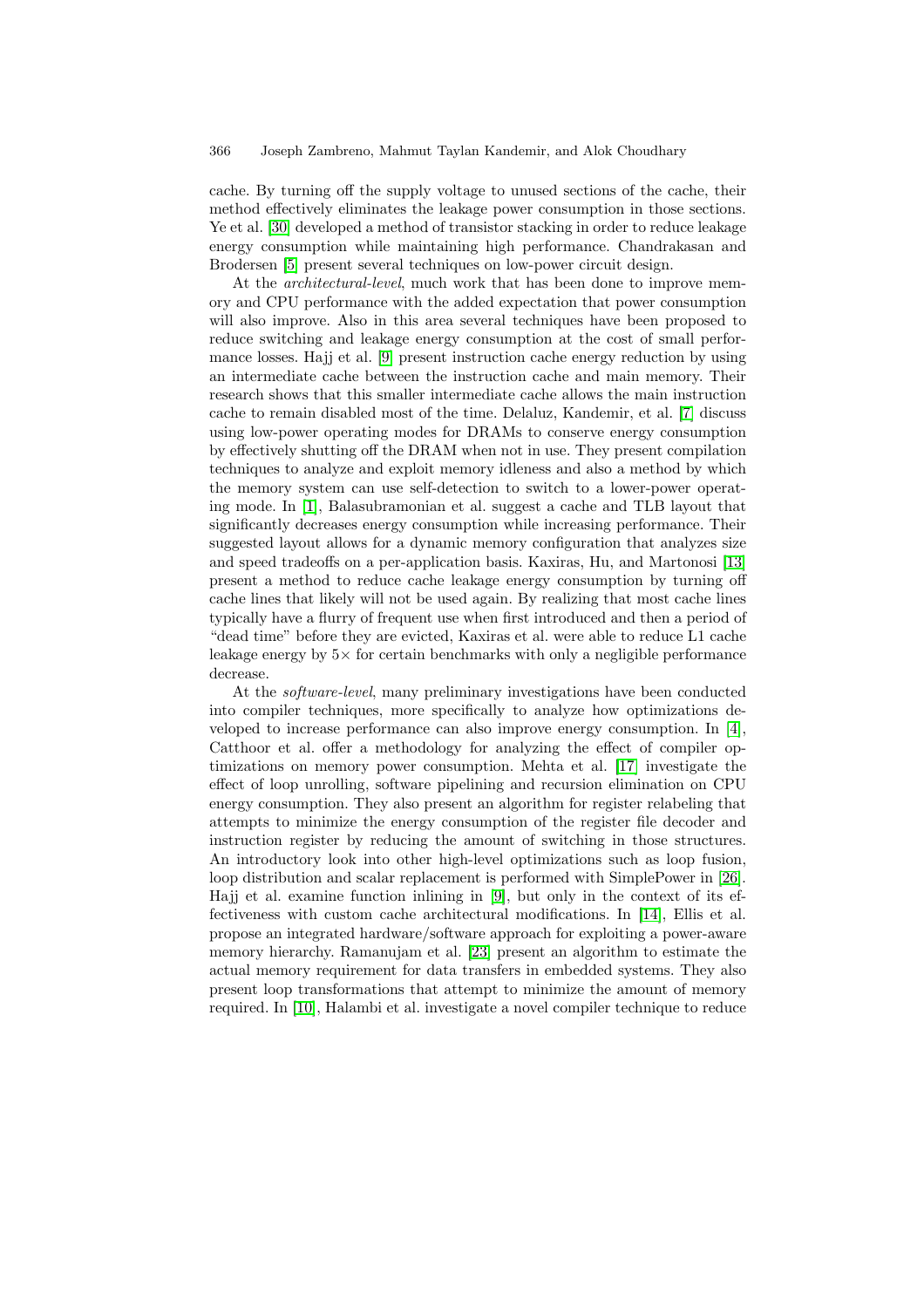cache. By turning off the supply voltage to unused sections of the cache, their method effectively eliminates the leakage power consumption in those sections. Ye et al. [30] developed a method of transistor stacking in order to reduce leakage energy consumption while maintaining high performance. Chandrakasan and Brodersen [5] present several techniques on low-power circuit design.

At the *architectural-level*, much work that has been done to improve memory and CPU performance with the added expectation that power consumption will also improve. Also in this area several techniques have been proposed to reduce switching and leakage energy consumption at the cost of small performance losses. Hajj et al. [9] present instruction cache energy reduction by using an intermediate cache between the instruction cache and main memory. Their research shows that this smaller intermediate cache allows the main instruction cache to remain disabled most of the time. Delaluz, Kandemir, et al. [7] discuss using low-power operating modes for DRAMs to conserve energy consumption by effectively shutting off the DRAM when not in use. They present compilation techniques to analyze and exploit memory idleness and also a method by which the memory system can use self-detection to switch to a lower-power operating mode. In [1], Balasubramonian et al. suggest a cache and TLB layout that significantly decreases energy consumption while increasing performance. Their suggested layout allows for a dynamic memory configuration that analyzes size and speed tradeoffs on a per-application basis. Kaxiras, Hu, and Martonosi [13] present a method to reduce cache leakage energy consumption by turning off cache lines that likely will not be used again. By realizing that most cache lines typically have a flurry of frequent use when first introduced and then a period of "dead time" before they are evicted, Kaxiras et al. were able to reduce L1 cache leakage energy by 5× for certain benchmarks with only a negligible performance decrease.

At the *software-level*, many preliminary investigations have been conducted into compiler techniques, more specifically to analyze how optimizations developed to increase performance can also improve energy consumption. In [4], Catthoor et al. offer a methodology for analyzing the effect of compiler optimizations on memory power consumption. Mehta et al. [17] investigate the effect of loop unrolling, software pipelining and recursion elimination on CPU energy consumption. They also present an algorithm for register relabeling that attempts to minimize the energy consumption of the register file decoder and instruction register by reducing the amount of switching in those structures. An introductory look into other high-level optimizations such as loop fusion, loop distribution and scalar replacement is performed with SimplePower in [26]. Hajj et al. examine function inlining in [9], but only in the context of its effectiveness with custom cache architectural modifications. In [14], Ellis et al. propose an integrated hardware/software approach for exploiting a power-aware memory hierarchy. Ramanujam et al. [23] present an algorithm to estimate the actual memory requirement for data transfers in embedded systems. They also present loop transformations that attempt to minimize the amount of memory required. In [10], Halambi et al. investigate a novel compiler technique to reduce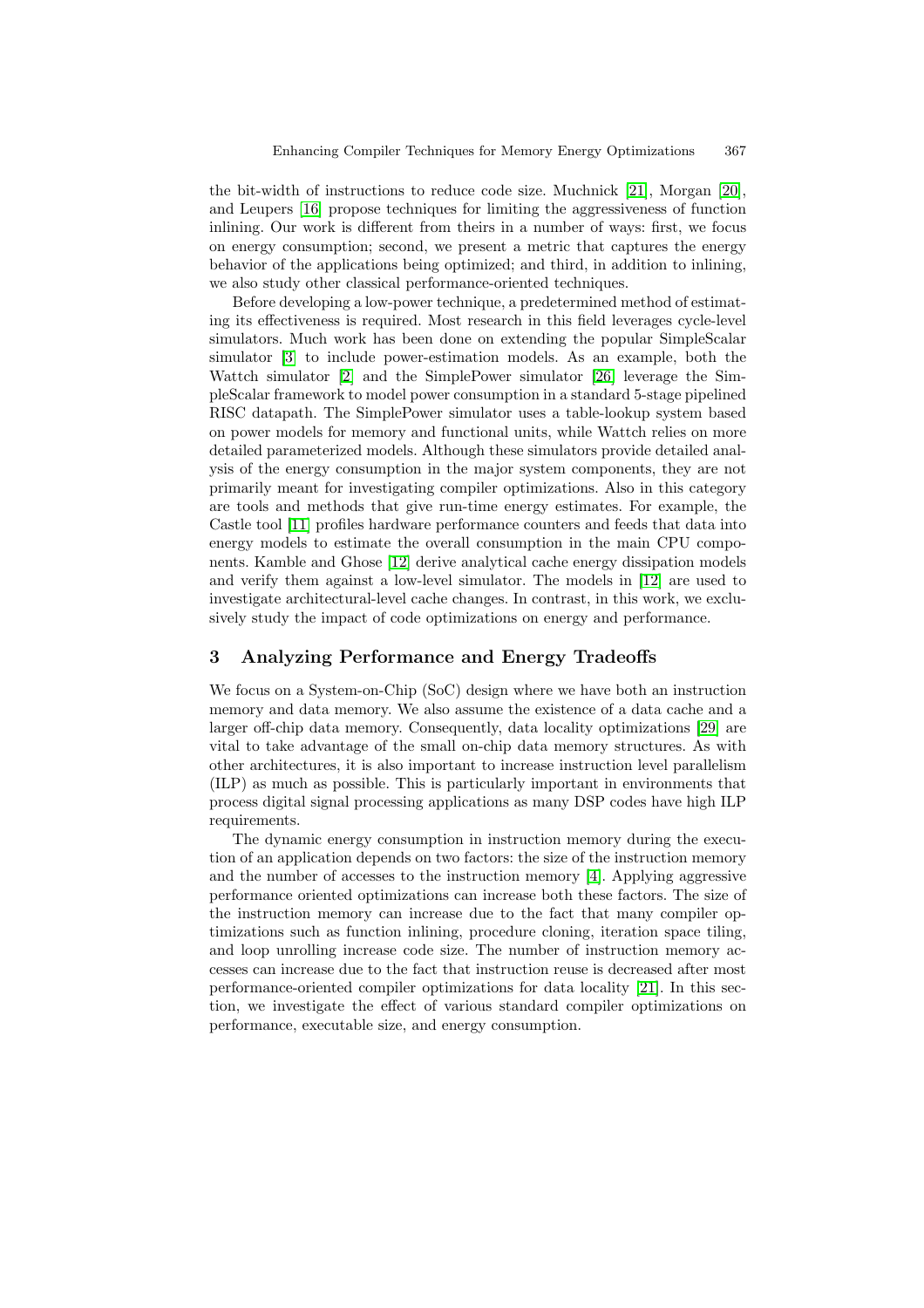the bit-width of instructions to reduce code size. Muchnick [21], Morgan [20], and Leupers [16] propose techniques for limiting the aggressiveness of function inlining. Our work is different from theirs in a number of ways: first, we focus on energy consumption; second, we present a metric that captures the energy behavior of the applications being optimized; and third, in addition to inlining, we also study other classical performance-oriented techniques.

Before developing a low-power technique, a predetermined method of estimating its effectiveness is required. Most research in this field leverages cycle-level simulators. Much work has been done on extending the popular SimpleScalar simulator [3] to include power-estimation models. As an example, both the Wattch simulator [2] and the SimplePower simulator [26] leverage the SimpleScalar framework to model power consumption in a standard 5-stage pipelined RISC datapath. The SimplePower simulator uses a table-lookup system based on power models for memory and functional units, while Wattch relies on more detailed parameterized models. Although these simulators provide detailed analysis of the energy consumption in the major system components, they are not primarily meant for investigating compiler optimizations. Also in this category are tools and methods that give run-time energy estimates. For example, the Castle tool [11] profiles hardware performance counters and feeds that data into energy models to estimate the overall consumption in the main CPU components. Kamble and Ghose [12] derive analytical cache energy dissipation models and verify them against a low-level simulator. The models in [12] are used to investigate architectural-level cache changes. In contrast, in this work, we exclusively study the impact of code optimizations on energy and performance.

## 3 Analyzing Performance and Energy Tradeoffs

We focus on a System-on-Chip (SoC) design where we have both an instruction memory and data memory. We also assume the existence of a data cache and a larger off-chip data memory. Consequently, data locality optimizations [29] are vital to take advantage of the small on-chip data memory structures. As with other architectures, it is also important to increase instruction level parallelism (ILP) as much as possible. This is particularly important in environments that process digital signal processing applications as many DSP codes have high ILP requirements.

The dynamic energy consumption in instruction memory during the execution of an application depends on two factors: the size of the instruction memory and the number of accesses to the instruction memory [4]. Applying aggressive performance oriented optimizations can increase both these factors. The size of the instruction memory can increase due to the fact that many compiler optimizations such as function inlining, procedure cloning, iteration space tiling, and loop unrolling increase code size. The number of instruction memory accesses can increase due to the fact that instruction reuse is decreased after most performance-oriented compiler optimizations for data locality [21]. In this section, we investigate the effect of various standard compiler optimizations on performance, executable size, and energy consumption.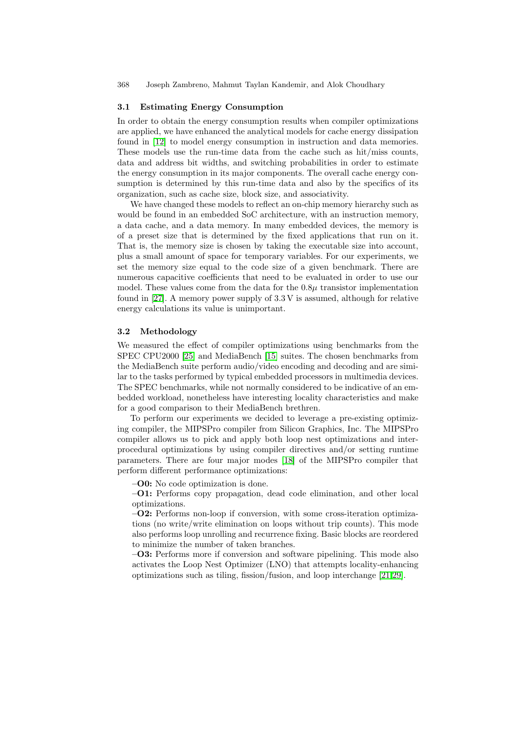### 3.1 Estimating Energy Consumption

In order to obtain the energy consumption results when compiler optimizations are applied, we have enhanced the analytical models for cache energy dissipation found in [12] to model energy consumption in instruction and data memories. These models use the run-time data from the cache such as hit/miss counts, data and address bit widths, and switching probabilities in order to estimate the energy consumption in its major components. The overall cache energy consumption is determined by this run-time data and also by the specifics of its organization, such as cache size, block size, and associativity.

We have changed these models to reflect an on-chip memory hierarchy such as would be found in an embedded SoC architecture, with an instruction memory, a data cache, and a data memory. In many embedded devices, the memory is of a preset size that is determined by the fixed applications that run on it. That is, the memory size is chosen by taking the executable size into account, plus a small amount of space for temporary variables. For our experiments, we set the memory size equal to the code size of a given benchmark. There are numerous capacitive coefficients that need to be evaluated in order to use our model. These values come from the data for the $0.8\mu$ transistor implementation found in [27]. A memory power supply of 3.3 V is assumed, although for relative energy calculations its value is unimportant.

### 3.2 Methodology

We measured the effect of compiler optimizations using benchmarks from the SPEC CPU2000 [25] and MediaBench [15] suites. The chosen benchmarks from the MediaBench suite perform audio/video encoding and decoding and are similar to the tasks performed by typical embedded processors in multimedia devices. The SPEC benchmarks, while not normally considered to be indicative of an embedded workload, nonetheless have interesting locality characteristics and make for a good comparison to their MediaBench brethren.

To perform our experiments we decided to leverage a pre-existing optimizing compiler, the MIPSPro compiler from Silicon Graphics, Inc. The MIPSPro compiler allows us to pick and apply both loop nest optimizations and interprocedural optimizations by using compiler directives and/or setting runtime parameters. There are four major modes [18] of the MIPSPro compiler that perform different performance optimizations:

–**O0:** No code optimization is done.

–**O1:** Performs copy propagation, dead code elimination, and other local optimizations.

–**O2:** Performs non-loop if conversion, with some cross-iteration optimizations (no write/write elimination on loops without trip counts). This mode also performs loop unrolling and recurrence fixing. Basic blocks are reordered to minimize the number of taken branches.

–**O3:** Performs more if conversion and software pipelining. This mode also activates the Loop Nest Optimizer (LNO) that attempts locality-enhancing optimizations such as tiling, fission/fusion, and loop interchange [21,29].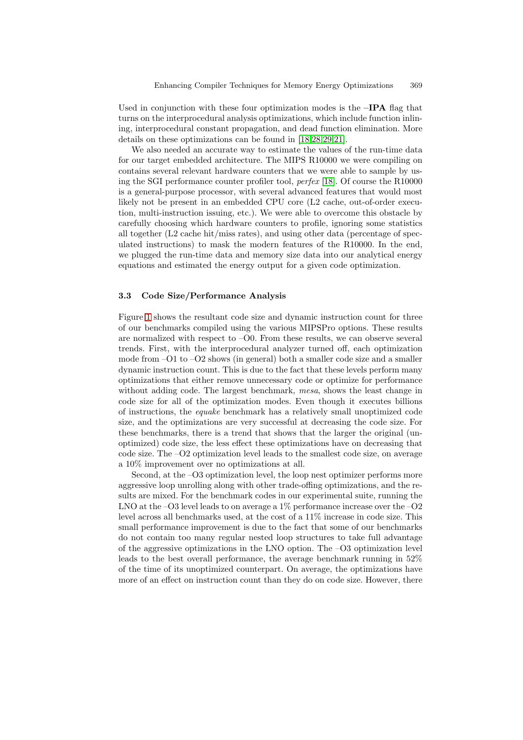Used in conjunction with these four optimization modes is the –**IPA** flag that turns on the interprocedural analysis optimizations, which include function inlining, interprocedural constant propagation, and dead function elimination. More details on these optimizations can be found in [18,28,29,21].

We also needed an accurate way to estimate the values of the run-time data for our target embedded architecture. The MIPS R10000 we were compiling on contains several relevant hardware counters that we were able to sample by using the SGI performance counter profiler tool, *perfex* [18]. Of course the R10000 is a general-purpose processor, with several advanced features that would most likely not be present in an embedded CPU core (L2 cache, out-of-order execution, multi-instruction issuing, etc.). We were able to overcome this obstacle by carefully choosing which hardware counters to profile, ignoring some statistics all together (L2 cache hit/miss rates), and using other data (percentage of speculated instructions) to mask the modern features of the R10000. In the end, we plugged the run-time data and memory size data into our analytical energy equations and estimated the energy output for a given code optimization.

### 3.3 Code Size/Performance Analysis

Figure 1 shows the resultant code size and dynamic instruction count for three of our benchmarks compiled using the various MIPSPro options. These results are normalized with respect to –O0. From these results, we can observe several trends. First, with the interprocedural analyzer turned off, each optimization mode from –O1 to –O2 shows (in general) both a smaller code size and a smaller dynamic instruction count. This is due to the fact that these levels perform many optimizations that either remove unnecessary code or optimize for performance without adding code. The largest benchmark, *mesa*, shows the least change in code size for all of the optimization modes. Even though it executes billions of instructions, the *equake* benchmark has a relatively small unoptimized code size, and the optimizations are very successful at decreasing the code size. For these benchmarks, there is a trend that shows that the larger the original (unoptimized) code size, the less effect these optimizations have on decreasing that code size. The –O2 optimization level leads to the smallest code size, on average a 10% improvement over no optimizations at all.

Second, at the –O3 optimization level, the loop nest optimizer performs more aggressive loop unrolling along with other trade-offing optimizations, and the results are mixed. For the benchmark codes in our experimental suite, running the LNO at the –O3 level leads to on average a 1% performance increase over the –O2 level across all benchmarks used, at the cost of a 11% increase in code size. This small performance improvement is due to the fact that some of our benchmarks do not contain too many regular nested loop structures to take full advantage of the aggressive optimizations in the LNO option. The –O3 optimization level leads to the best overall performance, the average benchmark running in 52% of the time of its unoptimized counterpart. On average, the optimizations have more of an effect on instruction count than they do on code size. However, there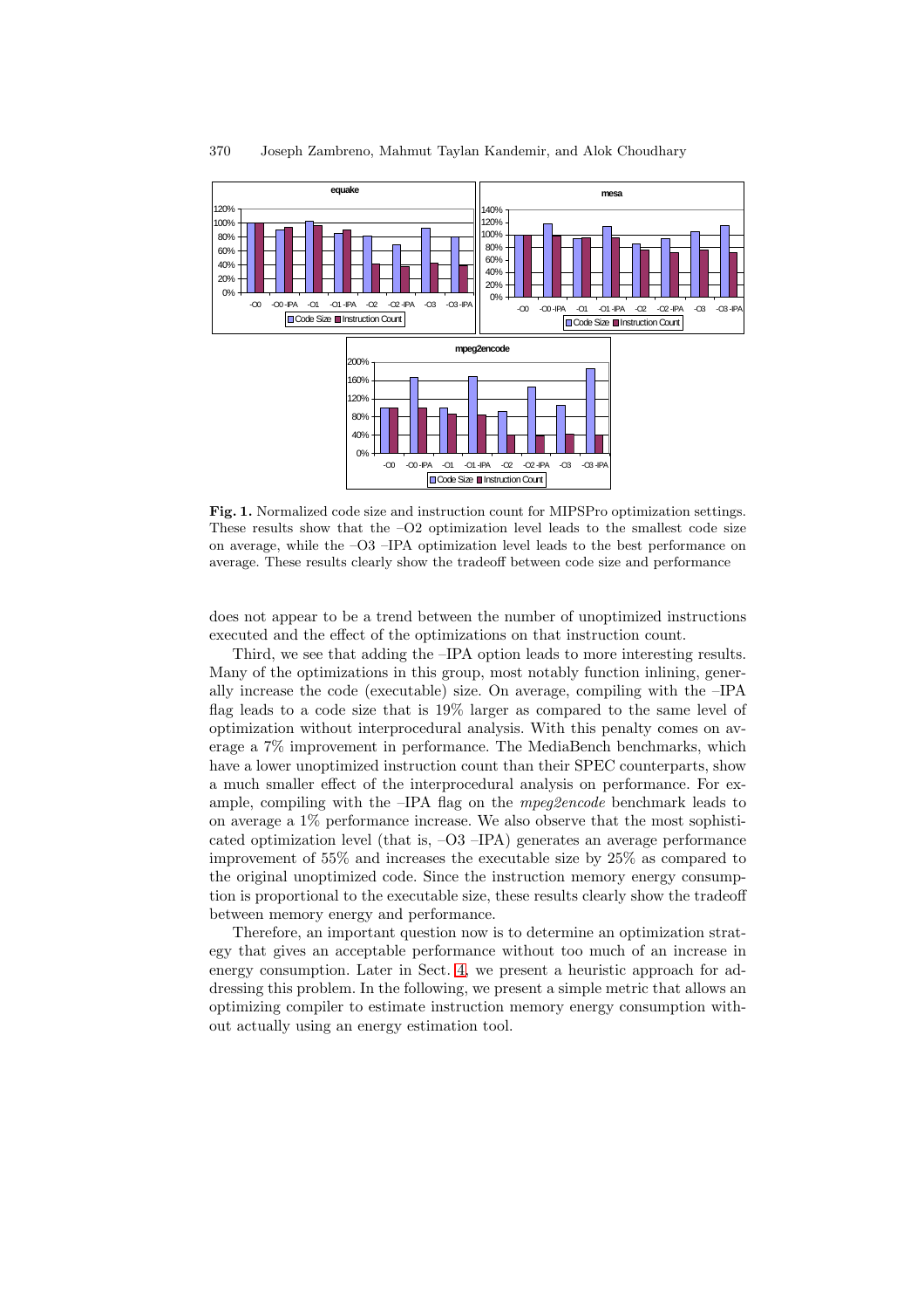equake

120%
100%
80%
60%
40%
20%
0%

-O0 -O0 -IPA -O1 -O1 -IPA -O2 -O2 -IPA -O3 -O3 -IPA

Code Size Instruction Count

mesa

140%
120%
100%
80%
60%
40%
20%
0%

-O0 -O0 -IPA -O1 -O1 -IPA -O2 -O2 -IPA -O3 -O3 -IPA

Code Size Instruction Count

mpeg2encode

200%
160%
120%
80%
40%
0%

-O0 -O0 -IPA -O1 -O1 -IPA -O2 -O2 -IPA -O3 -O3 -IPA

Code Size Instruction Count

**Fig. 1.** Normalized code size and instruction count for MIPSPro optimization settings. These results show that the –O2 optimization level leads to the smallest code size on average, while the –O3 –IPA optimization level leads to the best performance on average. These results clearly show the tradeoff between code size and performance

does not appear to be a trend between the number of unoptimized instructions executed and the effect of the optimizations on that instruction count.

Third, we see that adding the –IPA option leads to more interesting results. Many of the optimizations in this group, most notably function inlining, generally increase the code (executable) size. On average, compiling with the –IPA flag leads to a code size that is 19% larger as compared to the same level of optimization without interprocedural analysis. With this penalty comes on average a 7% improvement in performance. The MediaBench benchmarks, which have a lower unoptimized instruction count than their SPEC counterparts, show a much smaller effect of the interprocedural analysis on performance. For example, compiling with the –IPA flag on the *mpeg2encode* benchmark leads to on average a 1% performance increase. We also observe that the most sophisticated optimization level (that is, –O3 –IPA) generates an average performance improvement of 55% and increases the executable size by 25% as compared to the original unoptimized code. Since the instruction memory energy consumption is proportional to the executable size, these results clearly show the tradeoff between memory energy and performance.

Therefore, an important question now is to determine an optimization strategy that gives an acceptable performance without too much of an increase in energy consumption. Later in Sect. 4, we present a heuristic approach for addressing this problem. In the following, we present a simple metric that allows an optimizing compiler to estimate instruction memory energy consumption without actually using an energy estimation tool.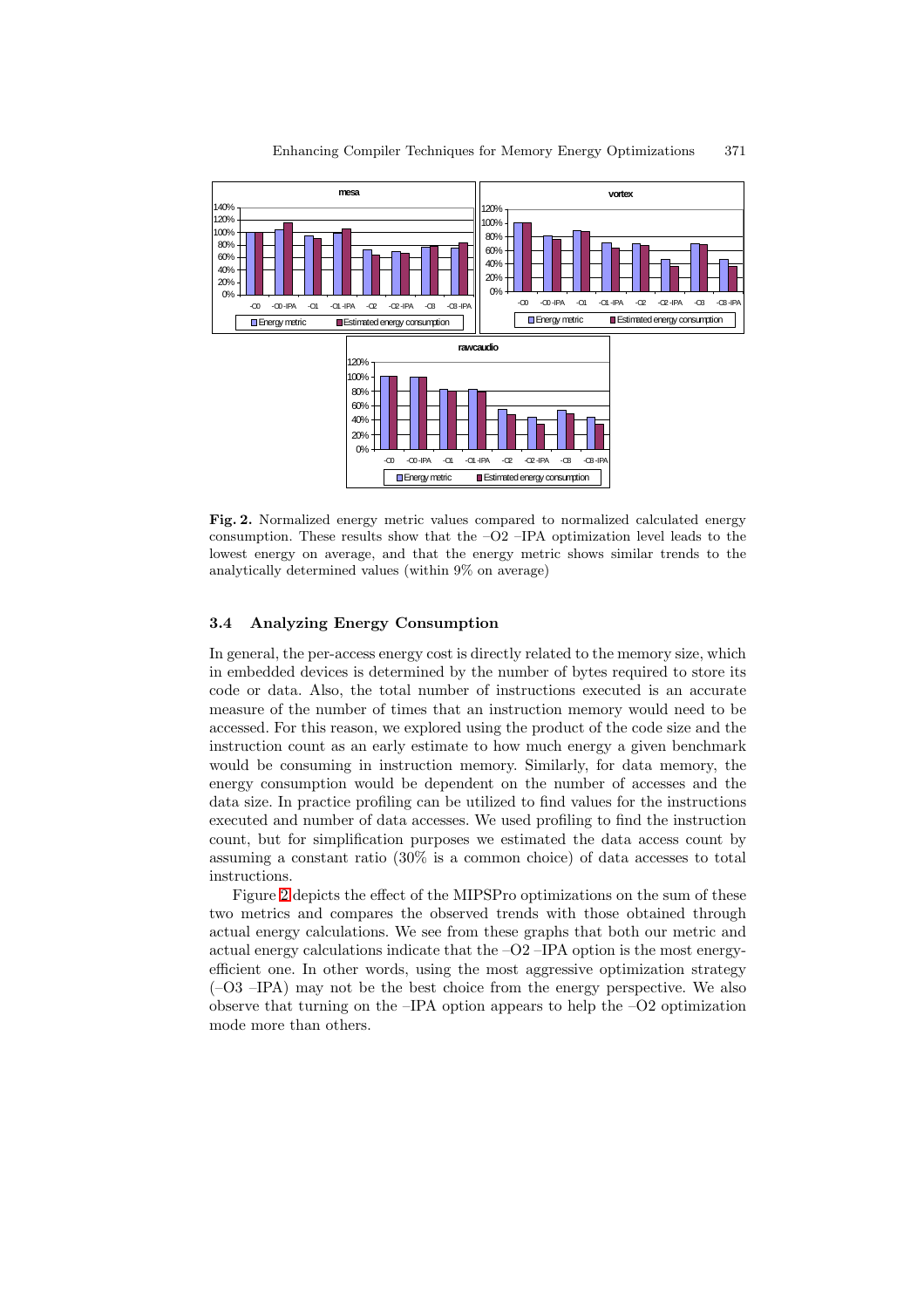mesa

140%
120%
100%
80%
60%
40%
20%
0%

-O0 -O0 -IPA -O1 -O1 -IPA -O2 -O2 -IPA -O3 -O3 -IPA

Energy metric Estimated energy consumption

vortex

120%
100%
80%
60%
40%
20%
0%

-O0 -O0 -IPA -O1 -O1 -IPA -O2 -O2 -IPA -O3 -O3 -IPA

Energy metric Estimated energy consumption

rawcaudio

120%
100%
80%
60%
40%
20%
0%

-O0 -O0 -IPA -O1 -O1 -IPA -O2 -O2 -IPA -O3 -O3 -IPA

Energy metric Estimated energy consumption

**Fig. 2.** Normalized energy metric values compared to normalized calculated energy consumption. These results show that the –O2 –IPA optimization level leads to the lowest energy on average, and that the energy metric shows similar trends to the analytically determined values (within 9% on average)

### 3.4 Analyzing Energy Consumption

In general, the per-access energy cost is directly related to the memory size, which in embedded devices is determined by the number of bytes required to store its code or data. Also, the total number of instructions executed is an accurate measure of the number of times that an instruction memory would need to be accessed. For this reason, we explored using the product of the code size and the instruction count as an early estimate to how much energy a given benchmark would be consuming in instruction memory. Similarly, for data memory, the energy consumption would be dependent on the number of accesses and the data size. In practice profiling can be utilized to find values for the instructions executed and number of data accesses. We used profiling to find the instruction count, but for simplification purposes we estimated the data access count by assuming a constant ratio (30% is a common choice) of data accesses to total instructions.

Figure 2 depicts the effect of the MIPSPro optimizations on the sum of these two metrics and compares the observed trends with those obtained through actual energy calculations. We see from these graphs that both our metric and actual energy calculations indicate that the –O2 –IPA option is the most energy-efficient one. In other words, using the most aggressive optimization strategy (–O3 –IPA) may not be the best choice from the energy perspective. We also observe that turning on the –IPA option appears to help the –O2 optimization mode more than others.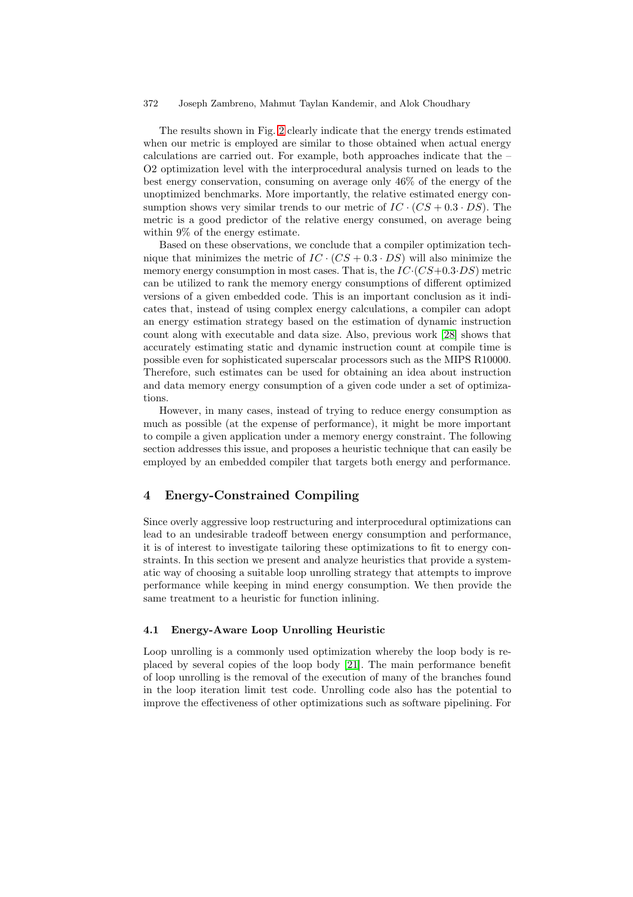The results shown in Fig. 2 clearly indicate that the energy trends estimated when our metric is employed are similar to those obtained when actual energy calculations are carried out. For example, both approaches indicate that the –O2 optimization level with the interprocedural analysis turned on leads to the best energy conservation, consuming on average only 46% of the energy of the unoptimized benchmarks. More importantly, the relative estimated energy consumption shows very similar trends to our metric of $IC \cdot (CS + 0.3 \cdot DS)$. The metric is a good predictor of the relative energy consumed, on average being within 9% of the energy estimate.

Based on these observations, we conclude that a compiler optimization technique that minimizes the metric of $IC \cdot (CS + 0.3 \cdot DS)$ will also minimize the memory energy consumption in most cases. That is, the $IC \cdot (CS + 0.3 \cdot DS)$ metric can be utilized to rank the memory energy consumptions of different optimized versions of a given embedded code. This is an important conclusion as it indicates that, instead of using complex energy calculations, a compiler can adopt an energy estimation strategy based on the estimation of dynamic instruction count along with executable and data size. Also, previous work [28] shows that accurately estimating static and dynamic instruction count at compile time is possible even for sophisticated superscalar processors such as the MIPS R10000. Therefore, such estimates can be used for obtaining an idea about instruction and data memory energy consumption of a given code under a set of optimizations.

However, in many cases, instead of trying to reduce energy consumption as much as possible (at the expense of performance), it might be more important to compile a given application under a memory energy constraint. The following section addresses this issue, and proposes a heuristic technique that can easily be employed by an embedded compiler that targets both energy and performance.

## 4 Energy-Constrained Compiling

Since overly aggressive loop restructuring and interprocedural optimizations can lead to an undesirable tradeoff between energy consumption and performance, it is of interest to investigate tailoring these optimizations to fit to energy constraints. In this section we present and analyze heuristics that provide a systematic way of choosing a suitable loop unrolling strategy that attempts to improve performance while keeping in mind energy consumption. We then provide the same treatment to a heuristic for function inlining.

### 4.1 Energy-Aware Loop Unrolling Heuristic

Loop unrolling is a commonly used optimization whereby the loop body is replaced by several copies of the loop body [21]. The main performance benefit of loop unrolling is the removal of the execution of many of the branches found in the loop iteration limit test code. Unrolling code also has the potential to improve the effectiveness of other optimizations such as software pipelining. For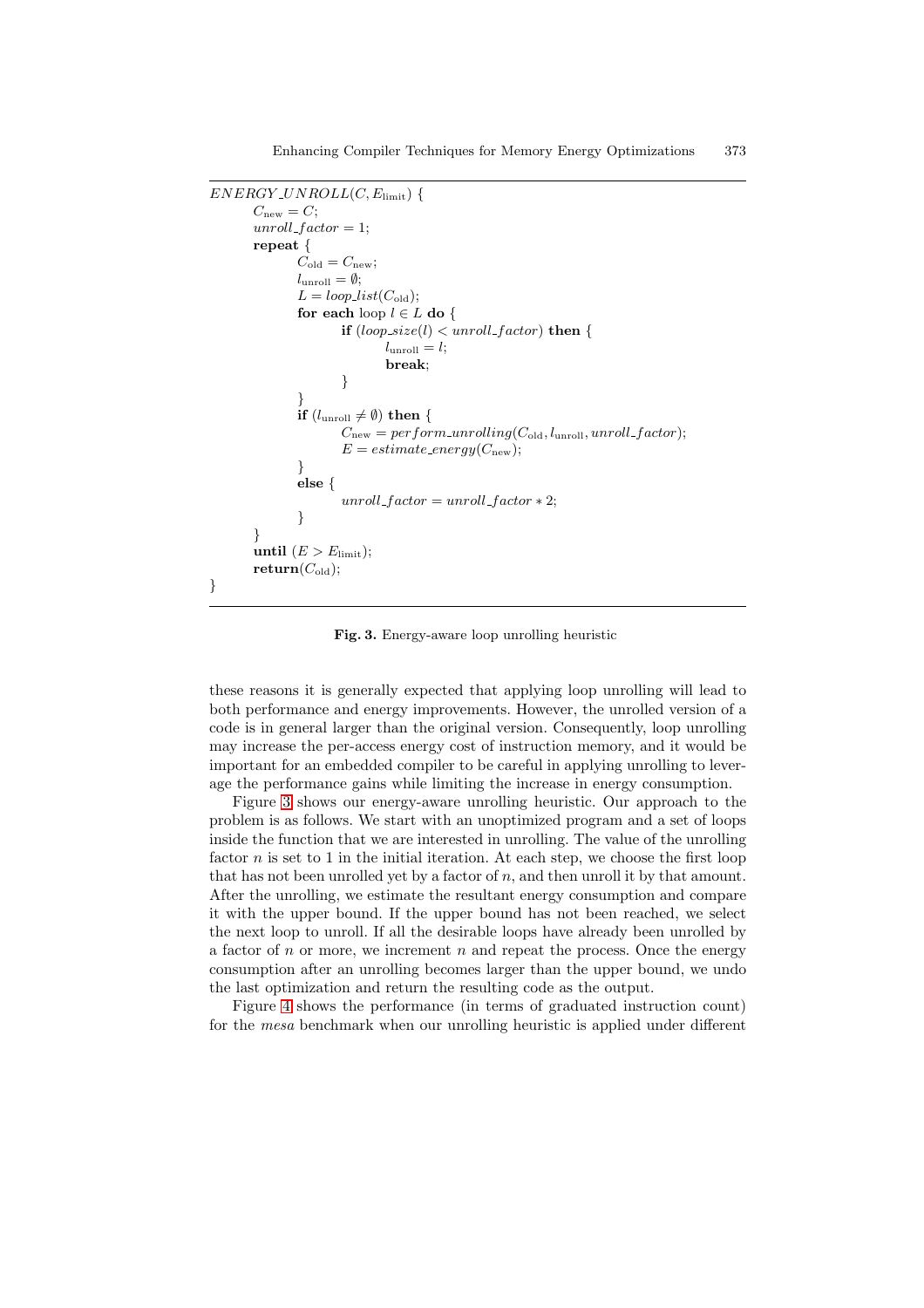```
ENERGY_UNROLL(C, E_limit) {
    C_new = C;
    unroll_factor = 1;
    repeat {
        C_old = C_new;
        l_unroll = ∅;
        L = loop_list(C_old);
        for each loop l ∈ L do {
            if (loop_size(l) < unroll_factor) then {
                l_unroll = l;
                break;
            }
        }
        if (l_unroll ≠ ∅) then {
            C_new = perform_unrolling(C_old, l_unroll, unroll_factor);
            E = estimate_energy(C_new);
        }
        else {
            unroll_factor = unroll_factor * 2;
        }
    }
    until (E > E_limit);
    return(C_old);
}
```

**Fig. 3.** Energy-aware loop unrolling heuristic

these reasons it is generally expected that applying loop unrolling will lead to both performance and energy improvements. However, the unrolled version of a code is in general larger than the original version. Consequently, loop unrolling may increase the per-access energy cost of instruction memory, and it would be important for an embedded compiler to be careful in applying unrolling to leverage the performance gains while limiting the increase in energy consumption.

Figure 3 shows our energy-aware unrolling heuristic. Our approach to the problem is as follows. We start with an unoptimized program and a set of loops inside the function that we are interested in unrolling. The value of the unrolling factor $n$ is set to 1 in the initial iteration. At each step, we choose the first loop that has not been unrolled yet by a factor of $n$, and then unroll it by that amount. After the unrolling, we estimate the resultant energy consumption and compare it with the upper bound. If the upper bound has not been reached, we select the next loop to unroll. If all the desirable loops have already been unrolled by a factor of $n$ or more, we increment $n$ and repeat the process. Once the energy consumption after an unrolling becomes larger than the upper bound, we undo the last optimization and return the resulting code as the output.

Figure 4 shows the performance (in terms of graduated instruction count) for the *mesa* benchmark when our unrolling heuristic is applied under different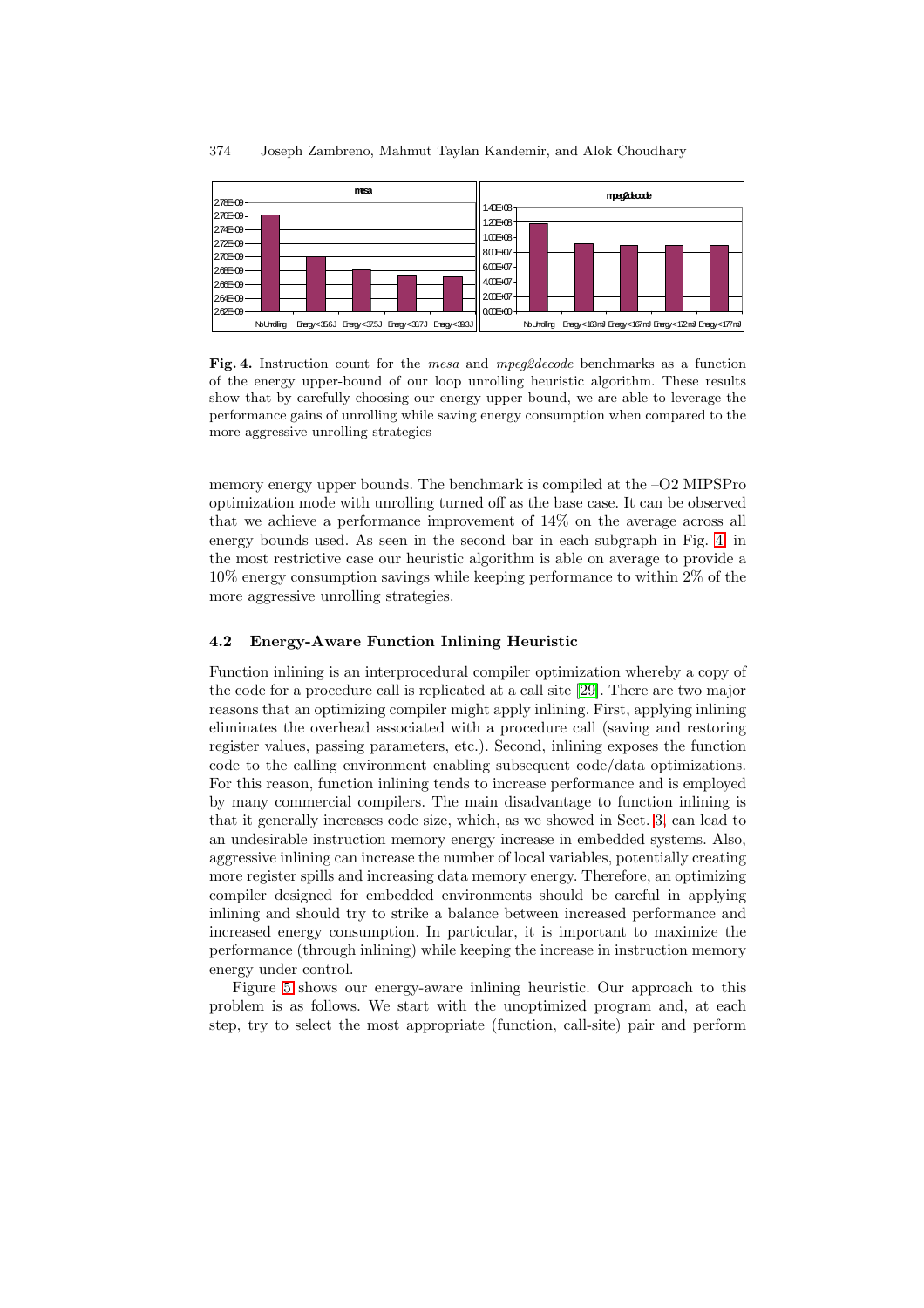mesa

2.78E+09
2.76E+09
2.74E+09
2.72E+09
2.70E+09
2.68E+09
2.66E+09
2.64E+09
2.62E+09

No Unrolling
Energy<35.6J
Energy<37.5J
Energy<38.7J
Energy<39.3J

mpeg2decode

1.40E+08
1.20E+08
1.00E+08
8.00E+07
6.00E+07
4.00E+07
2.00E+07
0.00E+00

No Unrolling
Energy<163mJ
Energy<167mJ
Energy<172mJ
Energy<177mJ

**Fig. 4.** Instruction count for the *mesa* and *mpeg2decode* benchmarks as a function of the energy upper-bound of our loop unrolling heuristic algorithm. These results show that by carefully choosing our energy upper bound, we are able to leverage the performance gains of unrolling while saving energy consumption when compared to the more aggressive unrolling strategies

memory energy upper bounds. The benchmark is compiled at the –O2 MIPSPro optimization mode with unrolling turned off as the base case. It can be observed that we achieve a performance improvement of 14% on the average across all energy bounds used. As seen in the second bar in each subgraph in Fig. 4, in the most restrictive case our heuristic algorithm is able on average to provide a 10% energy consumption savings while keeping performance to within 2% of the more aggressive unrolling strategies.

### 4.2 Energy-Aware Function Inlining Heuristic

Function inlining is an interprocedural compiler optimization whereby a copy of the code for a procedure call is replicated at a call site [29]. There are two major reasons that an optimizing compiler might apply inlining. First, applying inlining eliminates the overhead associated with a procedure call (saving and restoring register values, passing parameters, etc.). Second, inlining exposes the function code to the calling environment enabling subsequent code/data optimizations. For this reason, function inlining tends to increase performance and is employed by many commercial compilers. The main disadvantage to function inlining is that it generally increases code size, which, as we showed in Sect. 3, can lead to an undesirable instruction memory energy increase in embedded systems. Also, aggressive inlining can increase the number of local variables, potentially creating more register spills and increasing data memory energy. Therefore, an optimizing compiler designed for embedded environments should be careful in applying inlining and should try to strike a balance between increased performance and increased energy consumption. In particular, it is important to maximize the performance (through inlining) while keeping the increase in instruction memory energy under control.

Figure 5 shows our energy-aware inlining heuristic. Our approach to this problem is as follows. We start with the unoptimized program and, at each step, try to select the most appropriate (function, call-site) pair and perform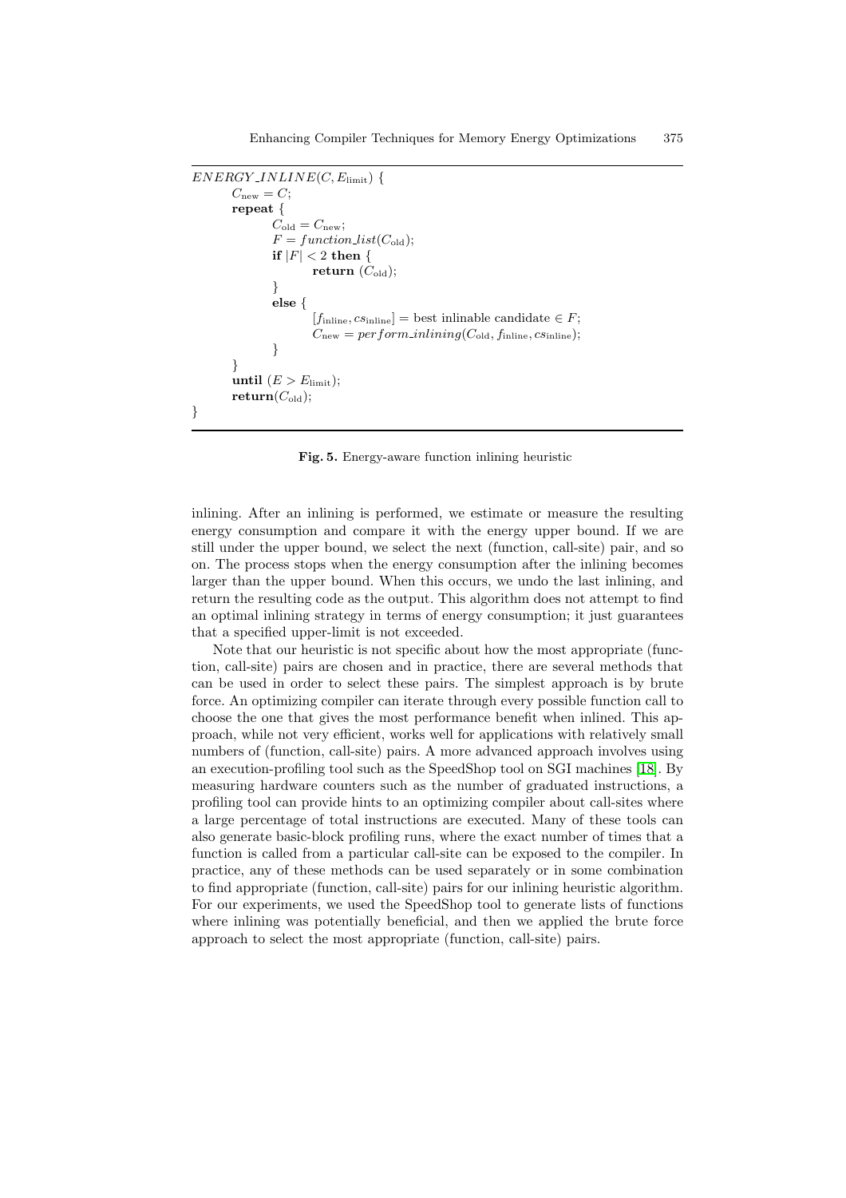```
ENERGY_INLINE(C, E_limit) {
        C_new = C;
        repeat {
                C_old = C_new;
                F = function_list(C_old);
                if |F| < 2 then {
                        return (C_old);
                }
                else {
                        [f_inline, cs_inline] = best inlinable candidate ∈ F;
                        C_new = perform_inlining(C_old, f_inline, cs_inline);
                }
        }
        until (E > E_limit);
        return(C_old);
}
```

**Fig. 5.** Energy-aware function inlining heuristic

inlining. After an inlining is performed, we estimate or measure the resulting energy consumption and compare it with the energy upper bound. If we are still under the upper bound, we select the next (function, call-site) pair, and so on. The process stops when the energy consumption after the inlining becomes larger than the upper bound. When this occurs, we undo the last inlining, and return the resulting code as the output. This algorithm does not attempt to find an optimal inlining strategy in terms of energy consumption; it just guarantees that a specified upper-limit is not exceeded.

Note that our heuristic is not specific about how the most appropriate (function, call-site) pairs are chosen and in practice, there are several methods that can be used in order to select these pairs. The simplest approach is by brute force. An optimizing compiler can iterate through every possible function call to choose the one that gives the most performance benefit when inlined. This approach, while not very efficient, works well for applications with relatively small numbers of (function, call-site) pairs. A more advanced approach involves using an execution-profiling tool such as the SpeedShop tool on SGI machines [18]. By measuring hardware counters such as the number of graduated instructions, a profiling tool can provide hints to an optimizing compiler about call-sites where a large percentage of total instructions are executed. Many of these tools can also generate basic-block profiling runs, where the exact number of times that a function is called from a particular call-site can be exposed to the compiler. In practice, any of these methods can be used separately or in some combination to find appropriate (function, call-site) pairs for our inlining heuristic algorithm. For our experiments, we used the SpeedShop tool to generate lists of functions where inlining was potentially beneficial, and then we applied the brute force approach to select the most appropriate (function, call-site) pairs.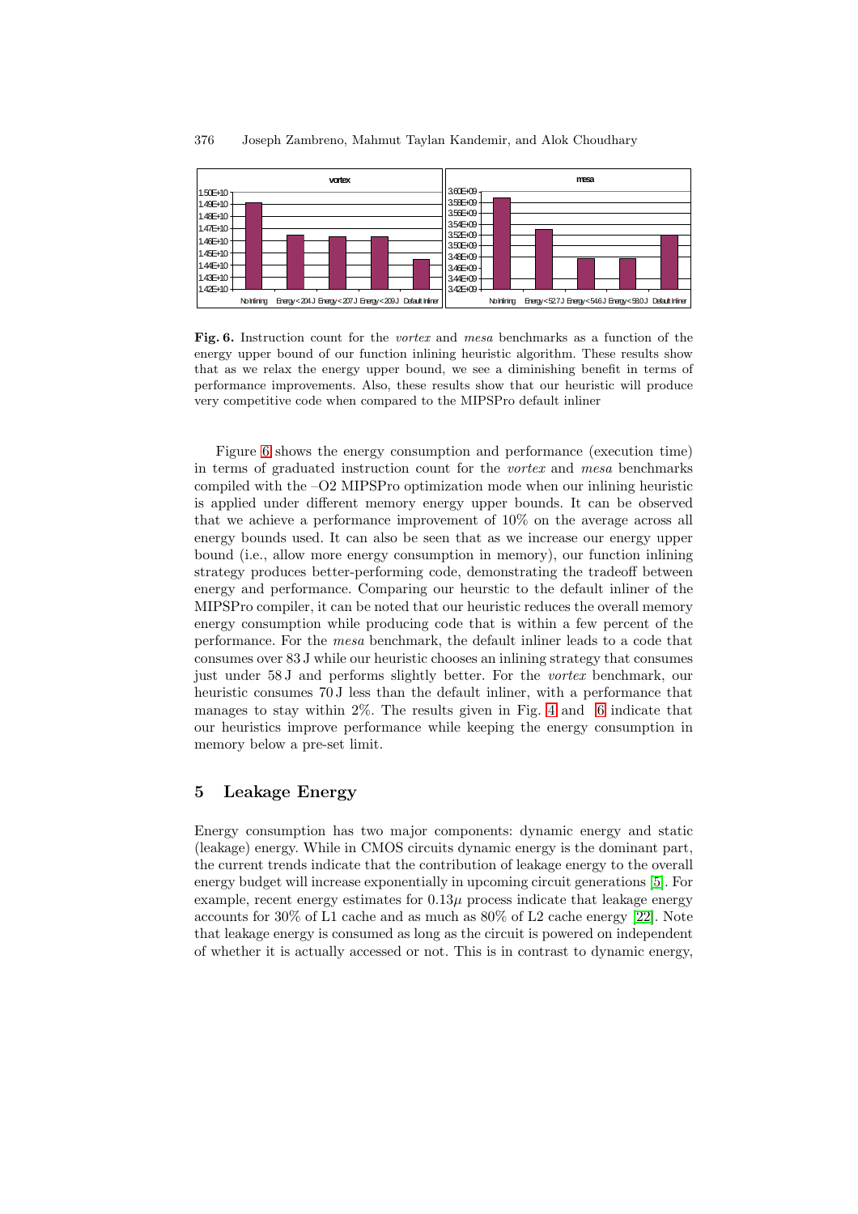vortex

1.50E+10
1.49E+10
1.48E+10
1.47E+10
1.46E+10
1.45E+10
1.44E+10
1.43E+10
1.42E+10

No Inlining Energy < 204 J Energy < 207 J Energy < 209 J Default Inliner

mesa

3.60E+09
3.58E+09
3.56E+09
3.54E+09
3.52E+09
3.50E+09
3.48E+09
3.46E+09
3.44E+09
3.42E+09

No Inlining Energy < 52.7 J Energy < 54.6 J Energy < 58.0 J Default Inliner

**Fig. 6.** Instruction count for the *vortex* and *mesa* benchmarks as a function of the energy upper bound of our function inlining heuristic algorithm. These results show that as we relax the energy upper bound, we see a diminishing benefit in terms of performance improvements. Also, these results show that our heuristic will produce very competitive code when compared to the MIPSPro default inliner

Figure 6 shows the energy consumption and performance (execution time) in terms of graduated instruction count for the *vortex* and *mesa* benchmarks compiled with the –O2 MIPSPro optimization mode when our inlining heuristic is applied under different memory energy upper bounds. It can be observed that we achieve a performance improvement of 10% on the average across all energy bounds used. It can also be seen that as we increase our energy upper bound (i.e., allow more energy consumption in memory), our function inlining strategy produces better-performing code, demonstrating the tradeoff between energy and performance. Comparing our heurstic to the default inliner of the MIPSPro compiler, it can be noted that our heuristic reduces the overall memory energy consumption while producing code that is within a few percent of the performance. For the *mesa* benchmark, the default inliner leads to a code that consumes over 83 J while our heuristic chooses an inlining strategy that consumes just under 58 J and performs slightly better. For the *vortex* benchmark, our heuristic consumes 70 J less than the default inliner, with a performance that manages to stay within 2%. The results given in Fig. 4 and 6 indicate that our heuristics improve performance while keeping the energy consumption in memory below a pre-set limit.

## 5 Leakage Energy

Energy consumption has two major components: dynamic energy and static (leakage) energy. While in CMOS circuits dynamic energy is the dominant part, the current trends indicate that the contribution of leakage energy to the overall energy budget will increase exponentially in upcoming circuit generations [5]. For example, recent energy estimates for $0.13\mu$ process indicate that leakage energy accounts for 30% of L1 cache and as much as 80% of L2 cache energy [22]. Note that leakage energy is consumed as long as the circuit is powered on independent of whether it is actually accessed or not. This is in contrast to dynamic energy,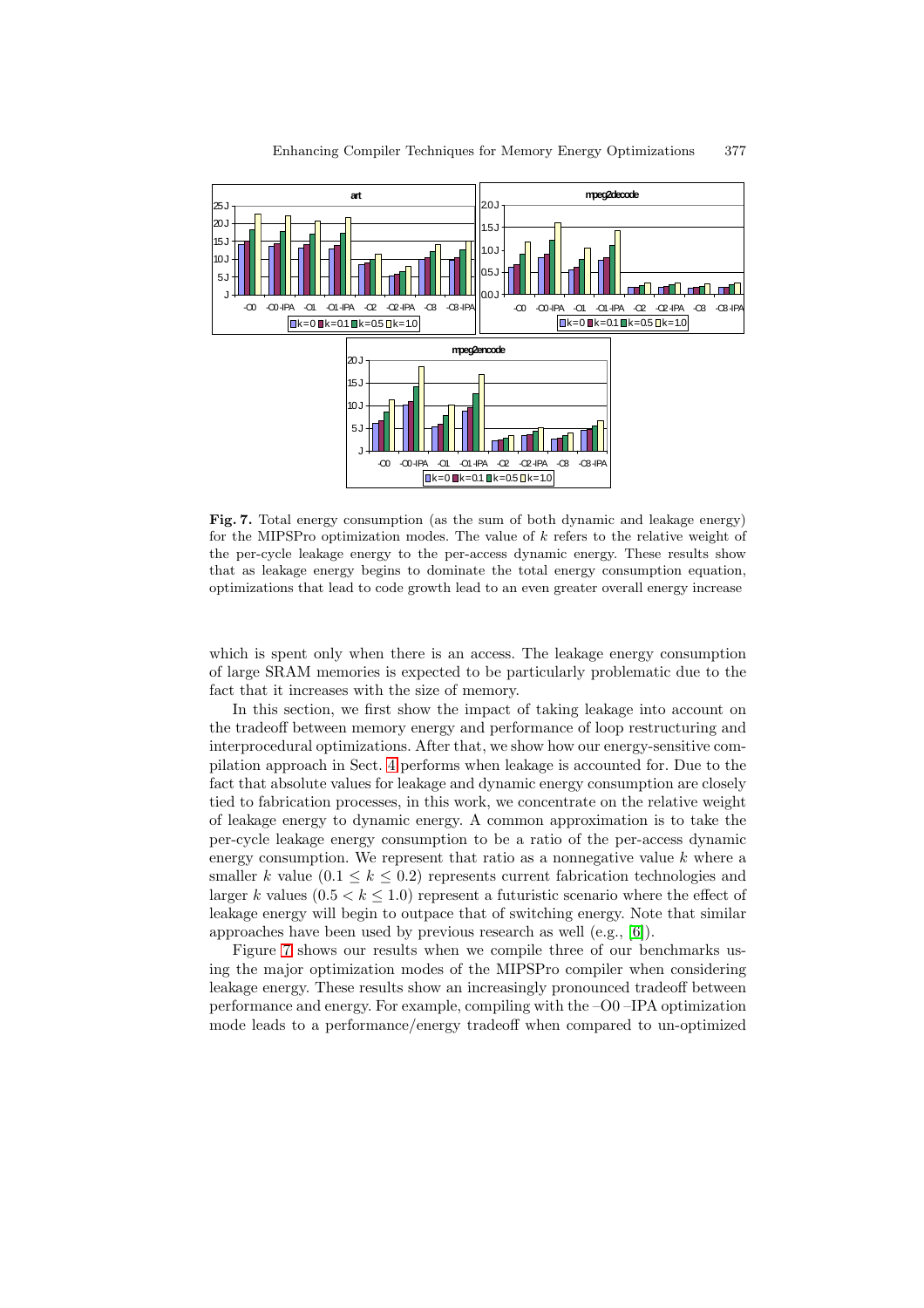art

25 J
20 J
15 J
10 J
5 J
J

-O0 -O0 -IPA -O1 -O1 -IPA -O2 -O2 -IPA -O3 -O3 -IPA

k=0 k=0.1 k=0.5 k=1.0

mpeg2decode

2.0 J
1.5 J
1.0 J
0.5 J
0.0 J

-O0 -O0 -IPA -O1 -O1 -IPA -O2 -O2 -IPA -O3 -O3 -IPA

k=0 k=0.1 k=0.5 k=1.0

mpeg2encode

20 J
15 J
10 J
5 J
J

-O0 -O0 -IPA -O1 -O1 -IPA -O2 -O2 -IPA -O3 -O3 -IPA

k=0 k=0.1 k=0.5 k=1.0

**Fig. 7.** Total energy consumption (as the sum of both dynamic and leakage energy) for the MIPSPro optimization modes. The value of $k$ refers to the relative weight of the per-cycle leakage energy to the per-access dynamic energy. These results show that as leakage energy begins to dominate the total energy consumption equation, optimizations that lead to code growth lead to an even greater overall energy increase

which is spent only when there is an access. The leakage energy consumption of large SRAM memories is expected to be particularly problematic due to the fact that it increases with the size of memory.

In this section, we first show the impact of taking leakage into account on the tradeoff between memory energy and performance of loop restructuring and interprocedural optimizations. After that, we show how our energy-sensitive compilation approach in Sect. 4 performs when leakage is accounted for. Due to the fact that absolute values for leakage and dynamic energy consumption are closely tied to fabrication processes, in this work, we concentrate on the relative weight of leakage energy to dynamic energy. A common approximation is to take the per-cycle leakage energy consumption to be a ratio of the per-access dynamic energy consumption. We represent that ratio as a nonnegative value $k$ where a smaller $k$ value ($0.1 \leq k \leq 0.2$) represents current fabrication technologies and larger $k$ values ($0.5 < k \leq 1.0$) represent a futuristic scenario where the effect of leakage energy will begin to outpace that of switching energy. Note that similar approaches have been used by previous research as well (e.g., [6]).

Figure 7 shows our results when we compile three of our benchmarks using the major optimization modes of the MIPSPro compiler when considering leakage energy. These results show an increasingly pronounced tradeoff between performance and energy. For example, compiling with the –O0 –IPA optimization mode leads to a performance/energy tradeoff when compared to un-optimized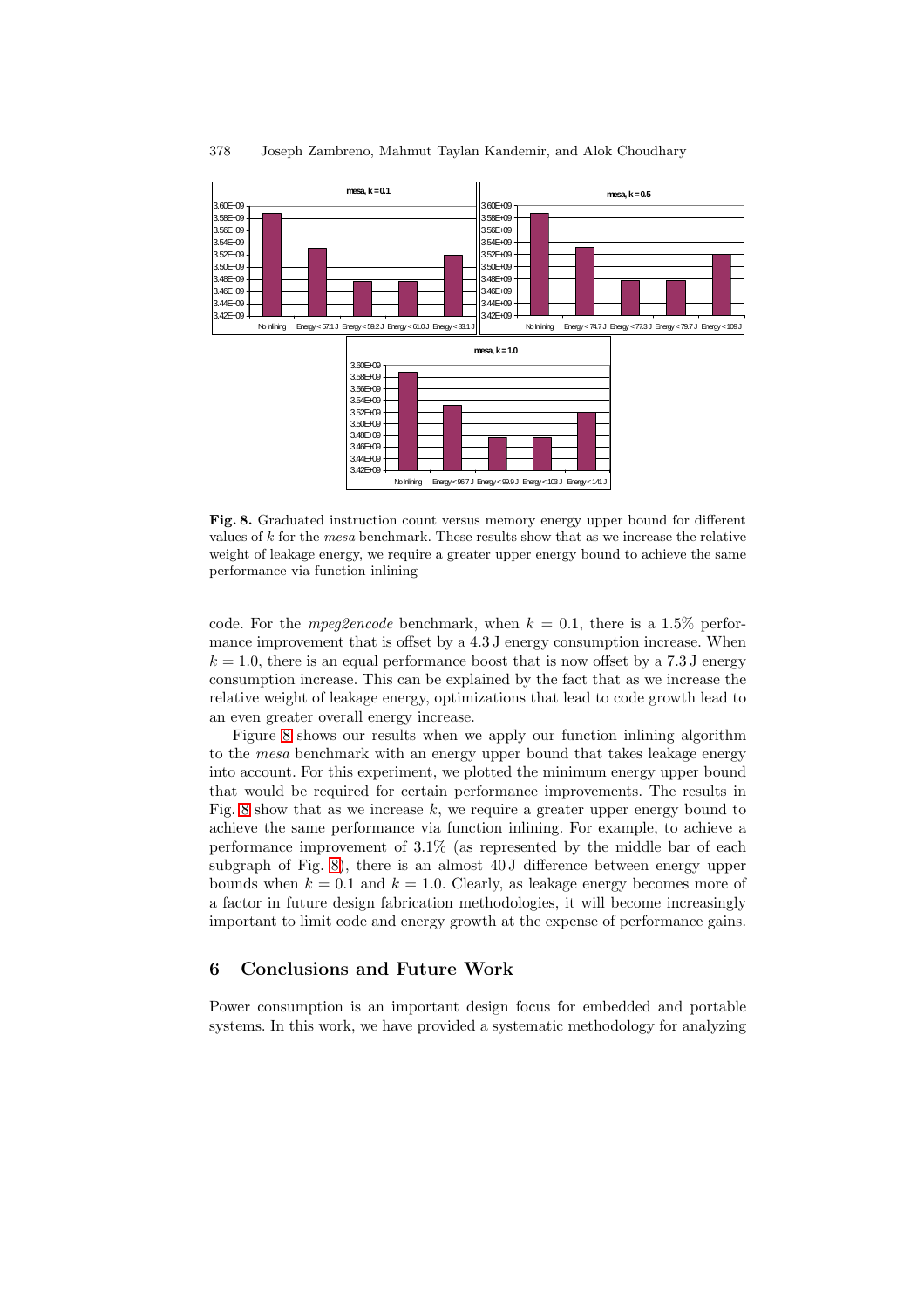mesa, k = 0.1

3.60E+09
3.58E+09
3.56E+09
3.54E+09
3.52E+09
3.50E+09
3.48E+09
3.46E+09
3.44E+09
3.42E+09

No Inlining
Energy < 57.1 J
Energy < 59.2 J
Energy < 61.0 J
Energy < 83.1 J

mesa, k = 0.5

3.60E+09
3.58E+09
3.56E+09
3.54E+09
3.52E+09
3.50E+09
3.48E+09
3.46E+09
3.44E+09
3.42E+09

No Inlining
Energy < 74.7 J
Energy < 77.3 J
Energy < 79.7 J
Energy < 109 J

mesa, k = 1.0

3.60E+09
3.58E+09
3.56E+09
3.54E+09
3.52E+09
3.50E+09
3.48E+09
3.46E+09
3.44E+09
3.42E+09

No Inlining
Energy < 96.7 J
Energy < 99.9 J
Energy < 103 J
Energy < 141 J

**Fig. 8.** Graduated instruction count versus memory energy upper bound for different values of $k$ for the *mesa* benchmark. These results show that as we increase the relative weight of leakage energy, we require a greater upper energy bound to achieve the same performance via function inlining

code. For the *mpeg2encode* benchmark, when $k = 0.1$, there is a 1.5% performance improvement that is offset by a 4.3 J energy consumption increase. When $k = 1.0$, there is an equal performance boost that is now offset by a 7.3 J energy consumption increase. This can be explained by the fact that as we increase the relative weight of leakage energy, optimizations that lead to code growth lead to an even greater overall energy increase.

Figure 8 shows our results when we apply our function inlining algorithm to the *mesa* benchmark with an energy upper bound that takes leakage energy into account. For this experiment, we plotted the minimum energy upper bound that would be required for certain performance improvements. The results in Fig. 8 show that as we increase $k$, we require a greater upper energy bound to achieve the same performance via function inlining. For example, to achieve a performance improvement of 3.1% (as represented by the middle bar of each subgraph of Fig. 8), there is an almost 40 J difference between energy upper bounds when $k = 0.1$ and $k = 1.0$. Clearly, as leakage energy becomes more of a factor in future design fabrication methodologies, it will become increasingly important to limit code and energy growth at the expense of performance gains.

## 6 Conclusions and Future Work

Power consumption is an important design focus for embedded and portable systems. In this work, we have provided a systematic methodology for analyzing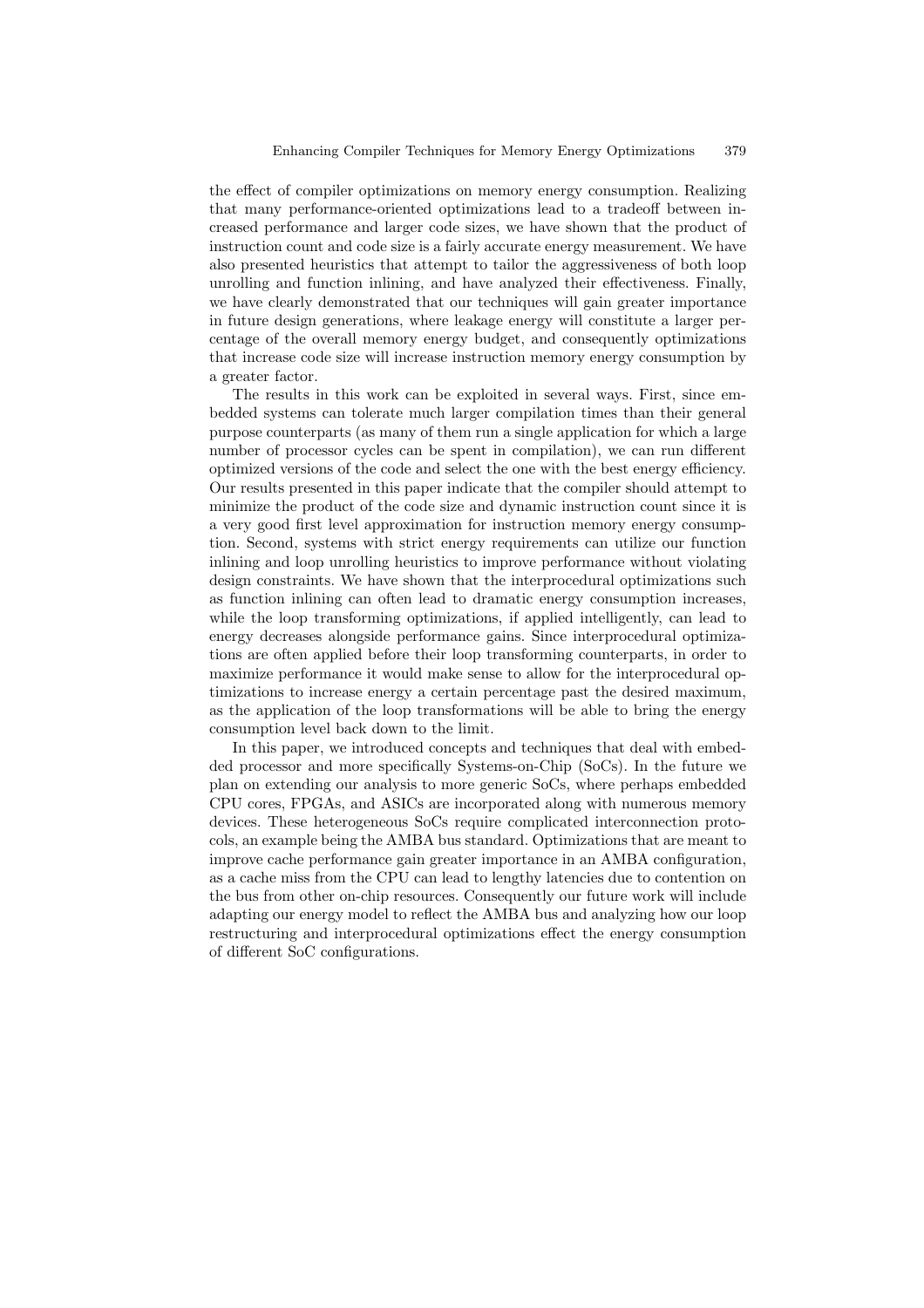the effect of compiler optimizations on memory energy consumption. Realizing that many performance-oriented optimizations lead to a tradeoff between increased performance and larger code sizes, we have shown that the product of instruction count and code size is a fairly accurate energy measurement. We have also presented heuristics that attempt to tailor the aggressiveness of both loop unrolling and function inlining, and have analyzed their effectiveness. Finally, we have clearly demonstrated that our techniques will gain greater importance in future design generations, where leakage energy will constitute a larger percentage of the overall memory energy budget, and consequently optimizations that increase code size will increase instruction memory energy consumption by a greater factor.

The results in this work can be exploited in several ways. First, since embedded systems can tolerate much larger compilation times than their general purpose counterparts (as many of them run a single application for which a large number of processor cycles can be spent in compilation), we can run different optimized versions of the code and select the one with the best energy efficiency. Our results presented in this paper indicate that the compiler should attempt to minimize the product of the code size and dynamic instruction count since it is a very good first level approximation for instruction memory energy consumption. Second, systems with strict energy requirements can utilize our function inlining and loop unrolling heuristics to improve performance without violating design constraints. We have shown that the interprocedural optimizations such as function inlining can often lead to dramatic energy consumption increases, while the loop transforming optimizations, if applied intelligently, can lead to energy decreases alongside performance gains. Since interprocedural optimizations are often applied before their loop transforming counterparts, in order to maximize performance it would make sense to allow for the interprocedural optimizations to increase energy a certain percentage past the desired maximum, as the application of the loop transformations will be able to bring the energy consumption level back down to the limit.

In this paper, we introduced concepts and techniques that deal with embedded processor and more specifically Systems-on-Chip (SoCs). In the future we plan on extending our analysis to more generic SoCs, where perhaps embedded CPU cores, FPGAs, and ASICs are incorporated along with numerous memory devices. These heterogeneous SoCs require complicated interconnection protocols, an example being the AMBA bus standard. Optimizations that are meant to improve cache performance gain greater importance in an AMBA configuration, as a cache miss from the CPU can lead to lengthy latencies due to contention on the bus from other on-chip resources. Consequently our future work will include adapting our energy model to reflect the AMBA bus and analyzing how our loop restructuring and interprocedural optimizations effect the energy consumption of different SoC configurations.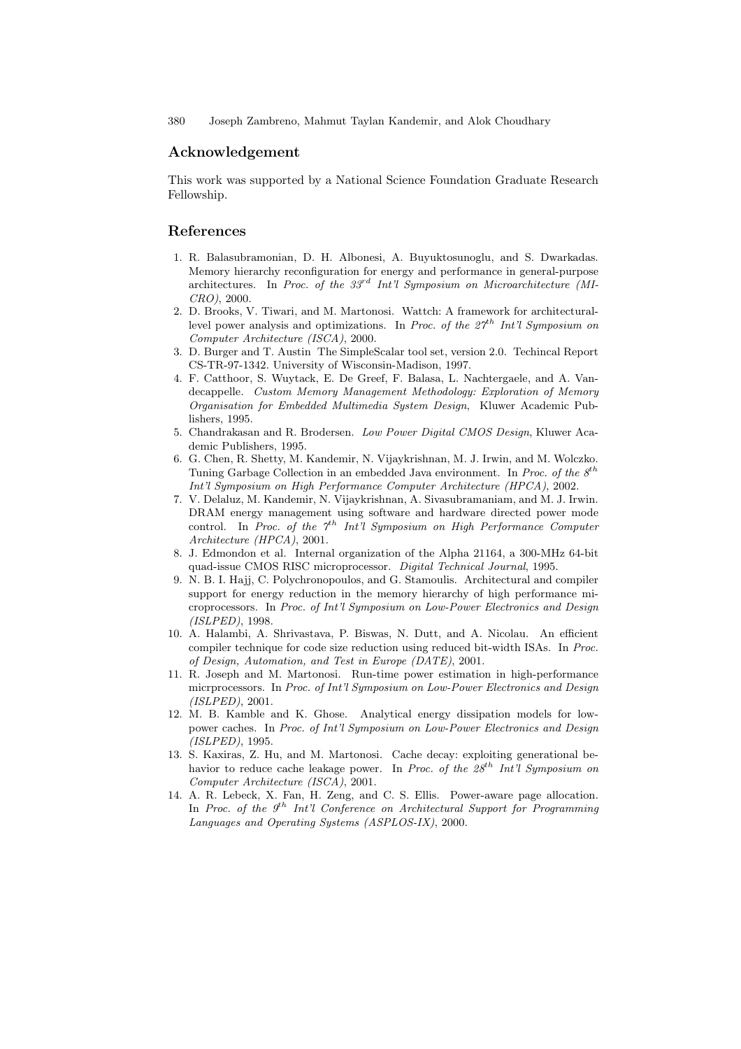## Acknowledgement

This work was supported by a National Science Foundation Graduate Research Fellowship.

## References

1. R. Balasubramonian, D. H. Albonesi, A. Buyuktosunoglu, and S. Dwarkadas. Memory hierarchy reconfiguration for energy and performance in general-purpose architectures. In *Proc. of the 33rd Int'l Symposium on Microarchitecture (MICRO)*, 2000.
2. D. Brooks, V. Tiwari, and M. Martonosi. Wattch: A framework for architectural-level power analysis and optimizations. In *Proc. of the 27th Int'l Symposium on Computer Architecture (ISCA)*, 2000.
3. D. Burger and T. Austin The SimpleScalar tool set, version 2.0. Techincal Report CS-TR-97-1342. University of Wisconsin-Madison, 1997.
4. F. Catthoor, S. Wuytack, E. De Greef, F. Balasa, L. Nachtergaele, and A. Vandecappelle. *Custom Memory Management Methodology: Exploration of Memory Organisation for Embedded Multimedia System Design*, Kluwer Academic Publishers, 1995.
5. Chandrakasan and R. Brodersen. *Low Power Digital CMOS Design*, Kluwer Academic Publishers, 1995.
6. G. Chen, R. Shetty, M. Kandemir, N. Vijaykrishnan, M. J. Irwin, and M. Wolczko. Tuning Garbage Collection in an embedded Java environment. In *Proc. of the 8th Int'l Symposium on High Performance Computer Architecture (HPCA)*, 2002.
7. V. Delaluz, M. Kandemir, N. Vijaykrishnan, A. Sivasubramaniam, and M. J. Irwin. DRAM energy management using software and hardware directed power mode control. In *Proc. of the 7th Int'l Symposium on High Performance Computer Architecture (HPCA)*, 2001.
8. J. Edmondon et al. Internal organization of the Alpha 21164, a 300-MHz 64-bit quad-issue CMOS RISC microprocessor. *Digital Technical Journal*, 1995.
9. N. B. I. Hajj, C. Polychronopoulos, and G. Stamoulis. Architectural and compiler support for energy reduction in the memory hierarchy of high performance microprocessors. In *Proc. of Int'l Symposium on Low-Power Electronics and Design (ISLPED)*, 1998.
10. A. Halambi, A. Shrivastava, P. Biswas, N. Dutt, and A. Nicolau. An efficient compiler technique for code size reduction using reduced bit-width ISAs. In *Proc. of Design, Automation, and Test in Europe (DATE)*, 2001.
11. R. Joseph and M. Martonosi. Run-time power estimation in high-performance micrprocessors. In *Proc. of Int'l Symposium on Low-Power Electronics and Design (ISLPED)*, 2001.
12. M. B. Kamble and K. Ghose. Analytical energy dissipation models for low-power caches. In *Proc. of Int'l Symposium on Low-Power Electronics and Design (ISLPED)*, 1995.
13. S. Kaxiras, Z. Hu, and M. Martonosi. Cache decay: exploiting generational behavior to reduce cache leakage power. In *Proc. of the 28th Int'l Symposium on Computer Architecture (ISCA)*, 2001.
14. A. R. Lebeck, X. Fan, H. Zeng, and C. S. Ellis. Power-aware page allocation. In *Proc. of the 9th Int'l Conference on Architectural Support for Programming Languages and Operating Systems (ASPLOS-IX)*, 2000.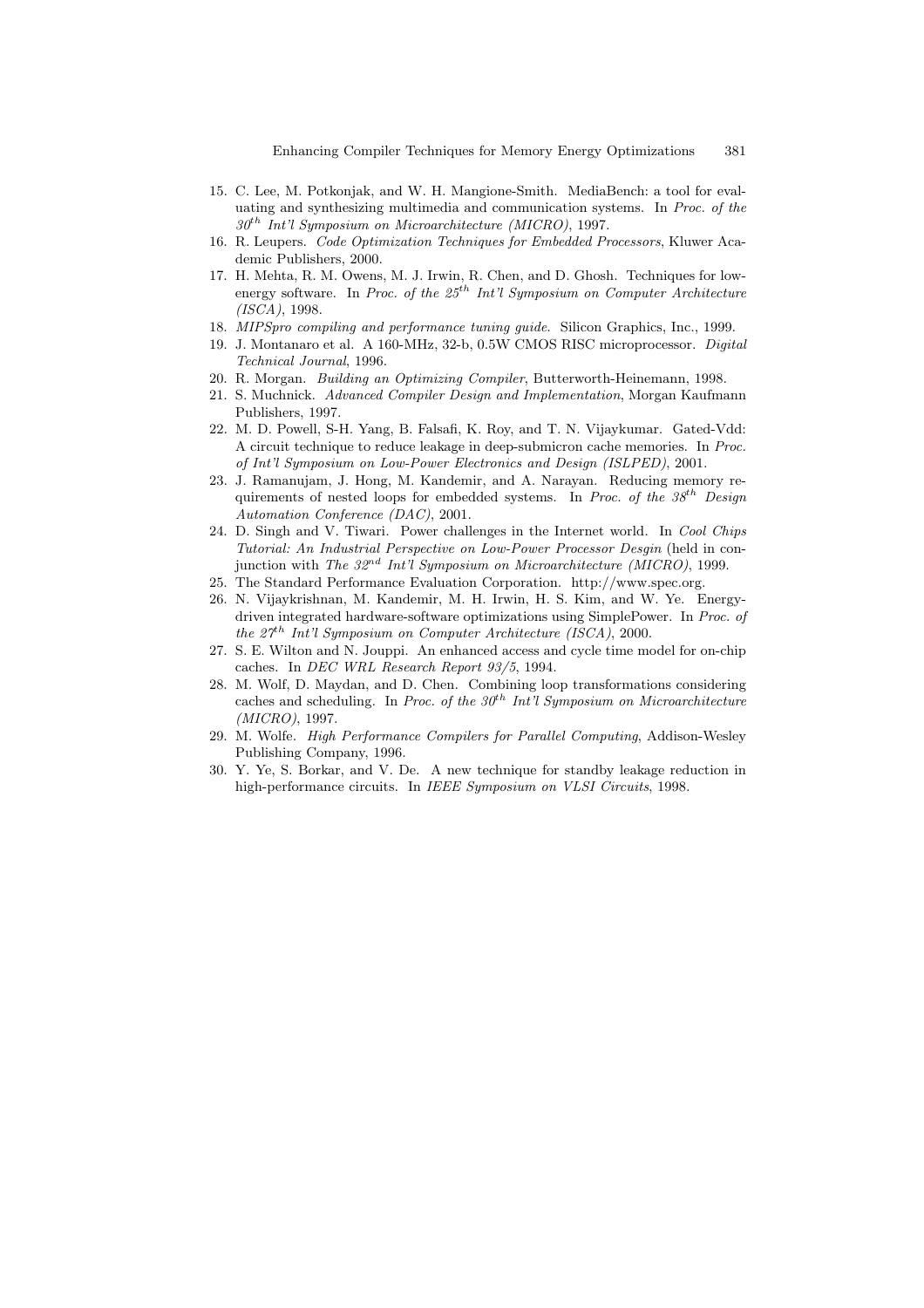15. C. Lee, M. Potkonjak, and W. H. Mangione-Smith. MediaBench: a tool for evaluating and synthesizing multimedia and communication systems. In *Proc. of the 30th Int'l Symposium on Microarchitecture (MICRO)*, 1997.
16. R. Leupers. *Code Optimization Techniques for Embedded Processors*, Kluwer Academic Publishers, 2000.
17. H. Mehta, R. M. Owens, M. J. Irwin, R. Chen, and D. Ghosh. Techniques for low-energy software. In *Proc. of the 25th Int'l Symposium on Computer Architecture (ISCA)*, 1998.
18. *MIPSpro compiling and performance tuning guide*. Silicon Graphics, Inc., 1999.
19. J. Montanaro et al. A 160-MHz, 32-b, 0.5W CMOS RISC microprocessor. *Digital Technical Journal*, 1996.
20. R. Morgan. *Building an Optimizing Compiler*, Butterworth-Heinemann, 1998.
21. S. Muchnick. *Advanced Compiler Design and Implementation*, Morgan Kaufmann Publishers, 1997.
22. M. D. Powell, S-H. Yang, B. Falsafi, K. Roy, and T. N. Vijaykumar. Gated-Vdd: A circuit technique to reduce leakage in deep-submicron cache memories. In *Proc. of Int'l Symposium on Low-Power Electronics and Design (ISLPED)*, 2001.
23. J. Ramanujam, J. Hong, M. Kandemir, and A. Narayan. Reducing memory requirements of nested loops for embedded systems. In *Proc. of the 38th Design Automation Conference (DAC)*, 2001.
24. D. Singh and V. Tiwari. Power challenges in the Internet world. In *Cool Chips Tutorial: An Industrial Perspective on Low-Power Processor Desgin* (held in conjunction with *The 32nd Int'l Symposium on Microarchitecture (MICRO)*, 1999.
25. The Standard Performance Evaluation Corporation. http://www.spec.org.
26. N. Vijaykrishnan, M. Kandemir, M. H. Irwin, H. S. Kim, and W. Ye. Energy-driven integrated hardware-software optimizations using SimplePower. In *Proc. of the 27th Int'l Symposium on Computer Architecture (ISCA)*, 2000.
27. S. E. Wilton and N. Jouppi. An enhanced access and cycle time model for on-chip caches. In *DEC WRL Research Report 93/5*, 1994.
28. M. Wolf, D. Maydan, and D. Chen. Combining loop transformations considering caches and scheduling. In *Proc. of the 30th Int'l Symposium on Microarchitecture (MICRO)*, 1997.
29. M. Wolfe. *High Performance Compilers for Parallel Computing*, Addison-Wesley Publishing Company, 1996.
30. Y. Ye, S. Borkar, and V. De. A new technique for standby leakage reduction in high-performance circuits. In *IEEE Symposium on VLSI Circuits*, 1998.